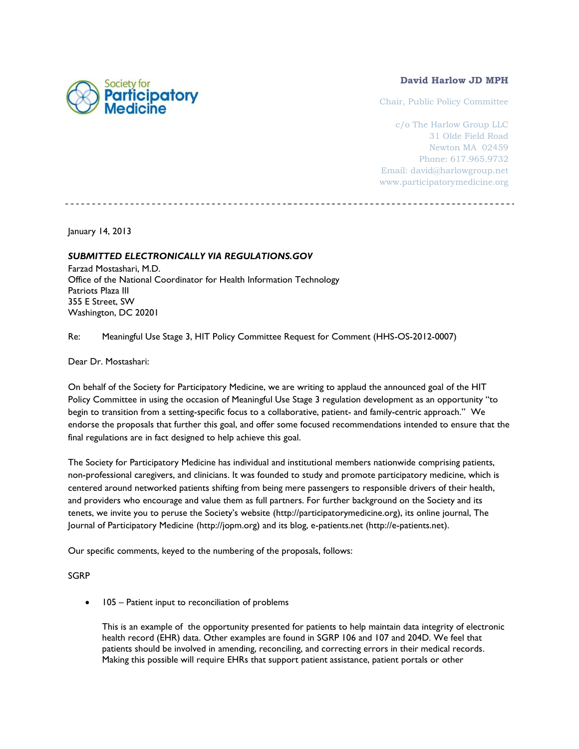Society for Participatory Medicine

**David Harlow JD MPH**

Chair, Public Policy Committee

c/o The Harlow Group LLC
31 Olde Field Road
Newton MA 02459
Phone: 617.965.9732
Email: david@harlowgroup.net
www.participatorymedicine.org

---

January 14, 2013

***SUBMITTED ELECTRONICALLY VIA REGULATIONS.GOV***
Farzad Mostashari, M.D.
Office of the National Coordinator for Health Information Technology
Patriots Plaza III
355 E Street, SW
Washington, DC 20201

Re: Meaningful Use Stage 3, HIT Policy Committee Request for Comment (HHS-OS-2012-0007)

Dear Dr. Mostashari:

On behalf of the Society for Participatory Medicine, we are writing to applaud the announced goal of the HIT Policy Committee in using the occasion of Meaningful Use Stage 3 regulation development as an opportunity "to begin to transition from a setting-specific focus to a collaborative, patient- and family-centric approach." We endorse the proposals that further this goal, and offer some focused recommendations intended to ensure that the final regulations are in fact designed to help achieve this goal.

The Society for Participatory Medicine has individual and institutional members nationwide comprising patients, non-professional caregivers, and clinicians. It was founded to study and promote participatory medicine, which is centered around networked patients shifting from being mere passengers to responsible drivers of their health, and providers who encourage and value them as full partners. For further background on the Society and its tenets, we invite you to peruse the Society's website (http://participatorymedicine.org), its online journal, The Journal of Participatory Medicine (http://jopm.org) and its blog, e-patients.net (http://e-patients.net).

Our specific comments, keyed to the numbering of the proposals, follows:

SGRP

- 105 – Patient input to reconciliation of problems

  This is an example of the opportunity presented for patients to help maintain data integrity of electronic health record (EHR) data. Other examples are found in SGRP 106 and 107 and 204D. We feel that patients should be involved in amending, reconciling, and correcting errors in their medical records. Making this possible will require EHRs that support patient assistance, patient portals or other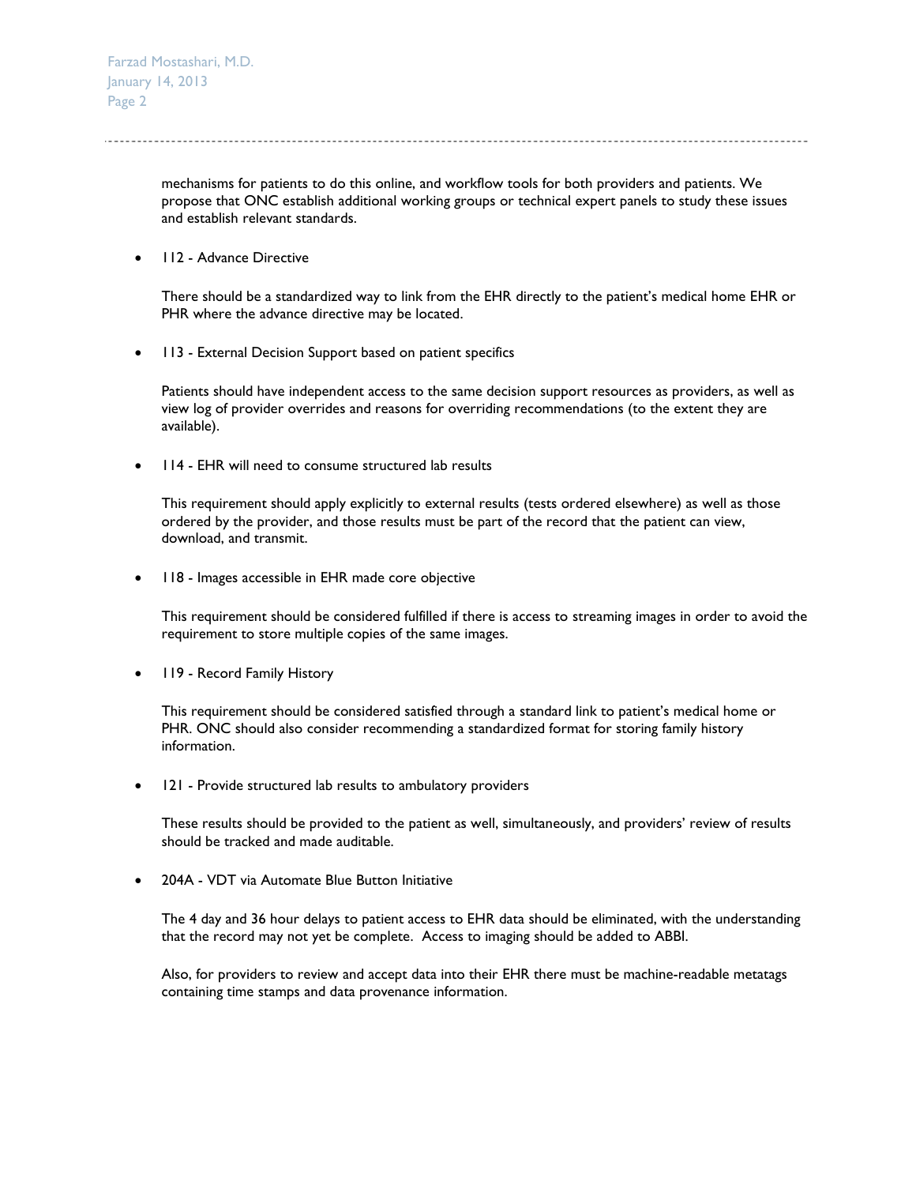mechanisms for patients to do this online, and workflow tools for both providers and patients. We propose that ONC establish additional working groups or technical expert panels to study these issues and establish relevant standards.

- 112 - Advance Directive

  There should be a standardized way to link from the EHR directly to the patient's medical home EHR or PHR where the advance directive may be located.

- 113 - External Decision Support based on patient specifics

  Patients should have independent access to the same decision support resources as providers, as well as view log of provider overrides and reasons for overriding recommendations (to the extent they are available).

- 114 - EHR will need to consume structured lab results

  This requirement should apply explicitly to external results (tests ordered elsewhere) as well as those ordered by the provider, and those results must be part of the record that the patient can view, download, and transmit.

- 118 - Images accessible in EHR made core objective

  This requirement should be considered fulfilled if there is access to streaming images in order to avoid the requirement to store multiple copies of the same images.

- 119 - Record Family History

  This requirement should be considered satisfied through a standard link to patient's medical home or PHR. ONC should also consider recommending a standardized format for storing family history information.

- 121 - Provide structured lab results to ambulatory providers

  These results should be provided to the patient as well, simultaneously, and providers' review of results should be tracked and made auditable.

- 204A - VDT via Automate Blue Button Initiative

  The 4 day and 36 hour delays to patient access to EHR data should be eliminated, with the understanding that the record may not yet be complete. Access to imaging should be added to ABBI.

  Also, for providers to review and accept data into their EHR there must be machine-readable metatags containing time stamps and data provenance information.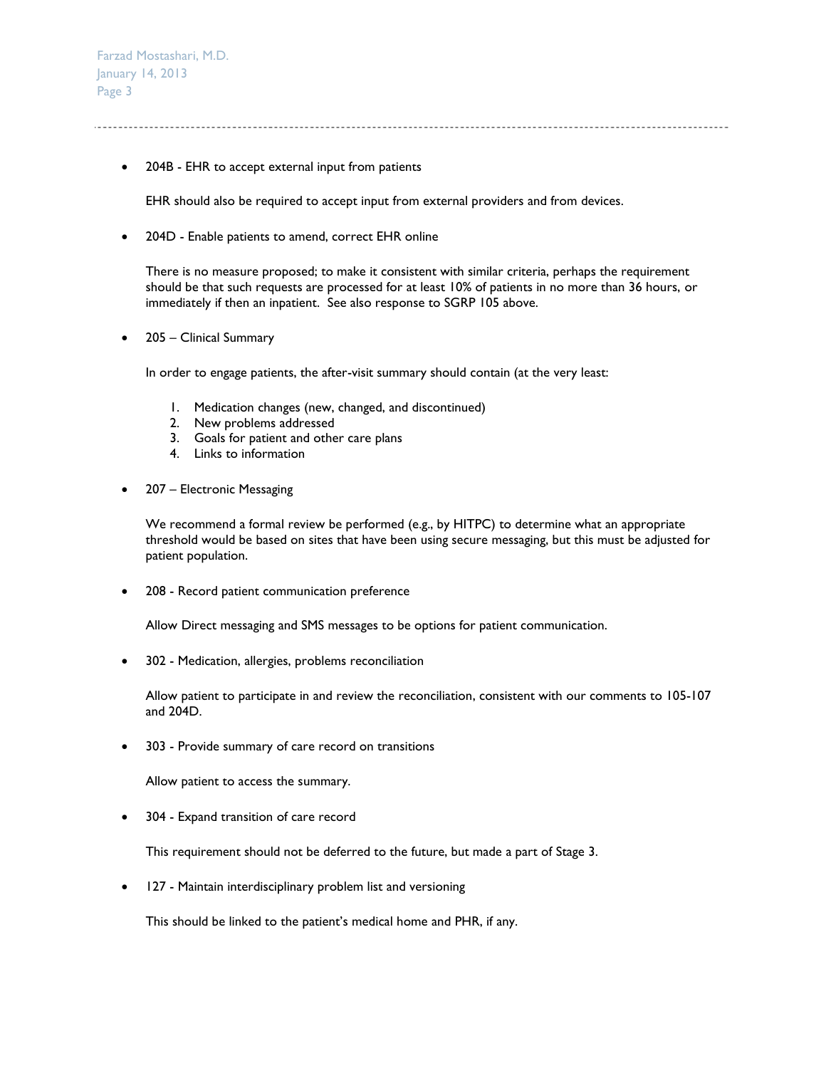- 204B - EHR to accept external input from patients

  EHR should also be required to accept input from external providers and from devices.

- 204D - Enable patients to amend, correct EHR online

  There is no measure proposed; to make it consistent with similar criteria, perhaps the requirement should be that such requests are processed for at least 10% of patients in no more than 36 hours, or immediately if then an inpatient. See also response to SGRP 105 above.

- 205 – Clinical Summary

  In order to engage patients, the after-visit summary should contain (at the very least:

  1. Medication changes (new, changed, and discontinued)
  2. New problems addressed
  3. Goals for patient and other care plans
  4. Links to information

- 207 – Electronic Messaging

  We recommend a formal review be performed (e.g., by HITPC) to determine what an appropriate threshold would be based on sites that have been using secure messaging, but this must be adjusted for patient population.

- 208 - Record patient communication preference

  Allow Direct messaging and SMS messages to be options for patient communication.

- 302 - Medication, allergies, problems reconciliation

  Allow patient to participate in and review the reconciliation, consistent with our comments to 105-107 and 204D.

- 303 - Provide summary of care record on transitions

  Allow patient to access the summary.

- 304 - Expand transition of care record

  This requirement should not be deferred to the future, but made a part of Stage 3.

- 127 - Maintain interdisciplinary problem list and versioning

  This should be linked to the patient's medical home and PHR, if any.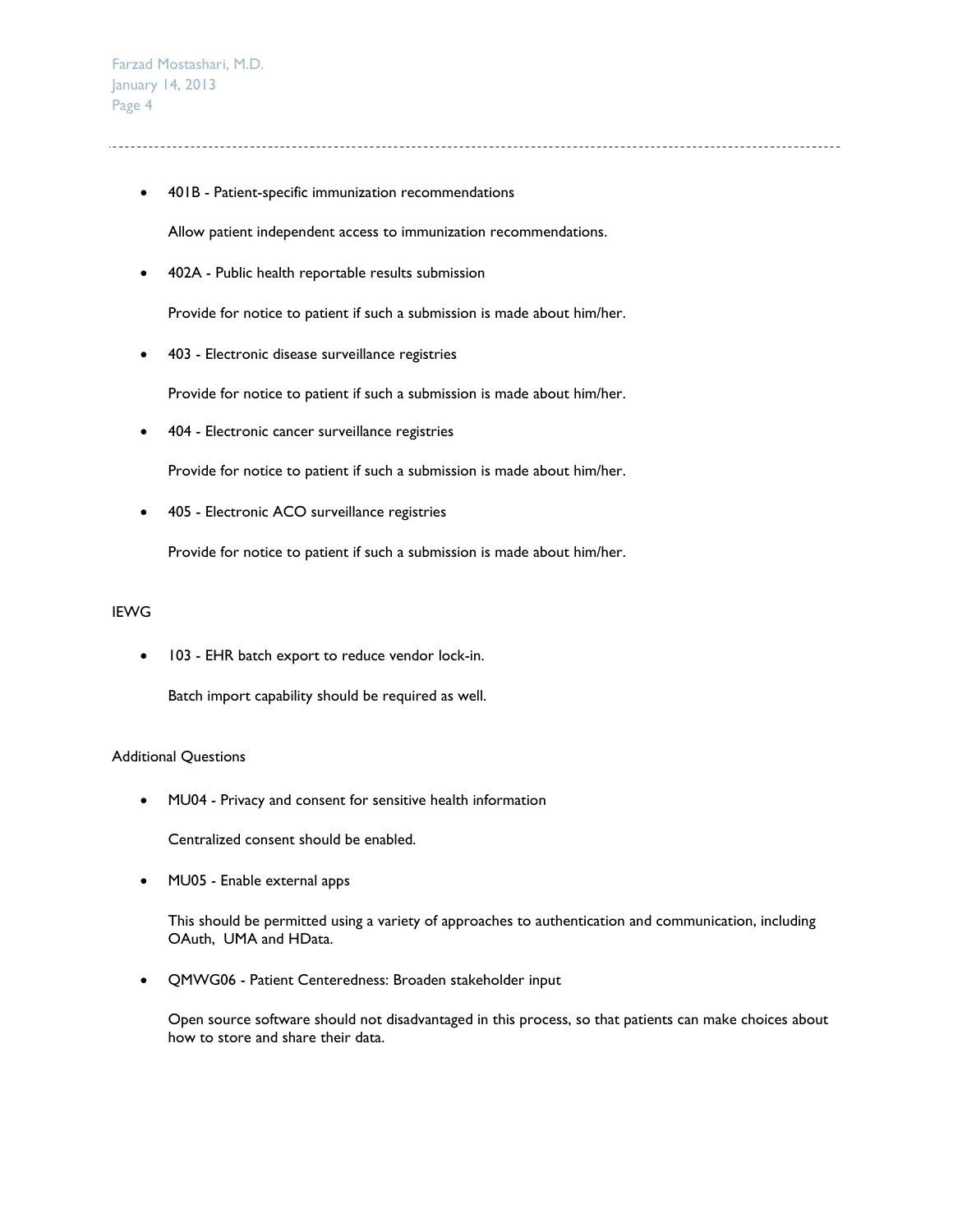- 401B - Patient-specific immunization recommendations

  Allow patient independent access to immunization recommendations.

- 402A - Public health reportable results submission

  Provide for notice to patient if such a submission is made about him/her.

- 403 - Electronic disease surveillance registries

  Provide for notice to patient if such a submission is made about him/her.

- 404 - Electronic cancer surveillance registries

  Provide for notice to patient if such a submission is made about him/her.

- 405 - Electronic ACO surveillance registries

  Provide for notice to patient if such a submission is made about him/her.

IEWG

- 103 - EHR batch export to reduce vendor lock-in.

  Batch import capability should be required as well.

Additional Questions

- MU04 - Privacy and consent for sensitive health information

  Centralized consent should be enabled.

- MU05 - Enable external apps

  This should be permitted using a variety of approaches to authentication and communication, including OAuth, UMA and HData.

- QMWG06 - Patient Centeredness: Broaden stakeholder input

  Open source software should not disadvantaged in this process, so that patients can make choices about how to store and share their data.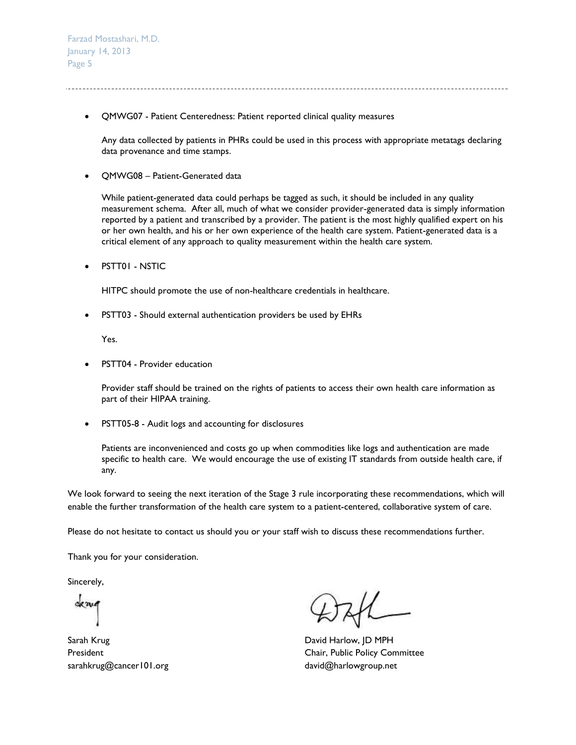- QMWG07 - Patient Centeredness: Patient reported clinical quality measures

  Any data collected by patients in PHRs could be used in this process with appropriate metatags declaring data provenance and time stamps.

- QMWG08 – Patient-Generated data

  While patient-generated data could perhaps be tagged as such, it should be included in any quality measurement schema. After all, much of what we consider provider-generated data is simply information reported by a patient and transcribed by a provider. The patient is the most highly qualified expert on his or her own health, and his or her own experience of the health care system. Patient-generated data is a critical element of any approach to quality measurement within the health care system.

- PSTT01 - NSTIC

  HITPC should promote the use of non-healthcare credentials in healthcare.

- PSTT03 - Should external authentication providers be used by EHRs

  Yes.

- PSTT04 - Provider education

  Provider staff should be trained on the rights of patients to access their own health care information as part of their HIPAA training.

- PSTT05-8 - Audit logs and accounting for disclosures

  Patients are inconvenienced and costs go up when commodities like logs and authentication are made specific to health care. We would encourage the use of existing IT standards from outside health care, if any.

We look forward to seeing the next iteration of the Stage 3 rule incorporating these recommendations, which will enable the further transformation of the health care system to a patient-centered, collaborative system of care.

Please do not hesitate to contact us should you or your staff wish to discuss these recommendations further.

Thank you for your consideration.

Sincerely,

Sarah Krug
President
sarahkrug@cancer101.org

David Harlow, JD MPH
Chair, Public Policy Committee
david@harlowgroup.net